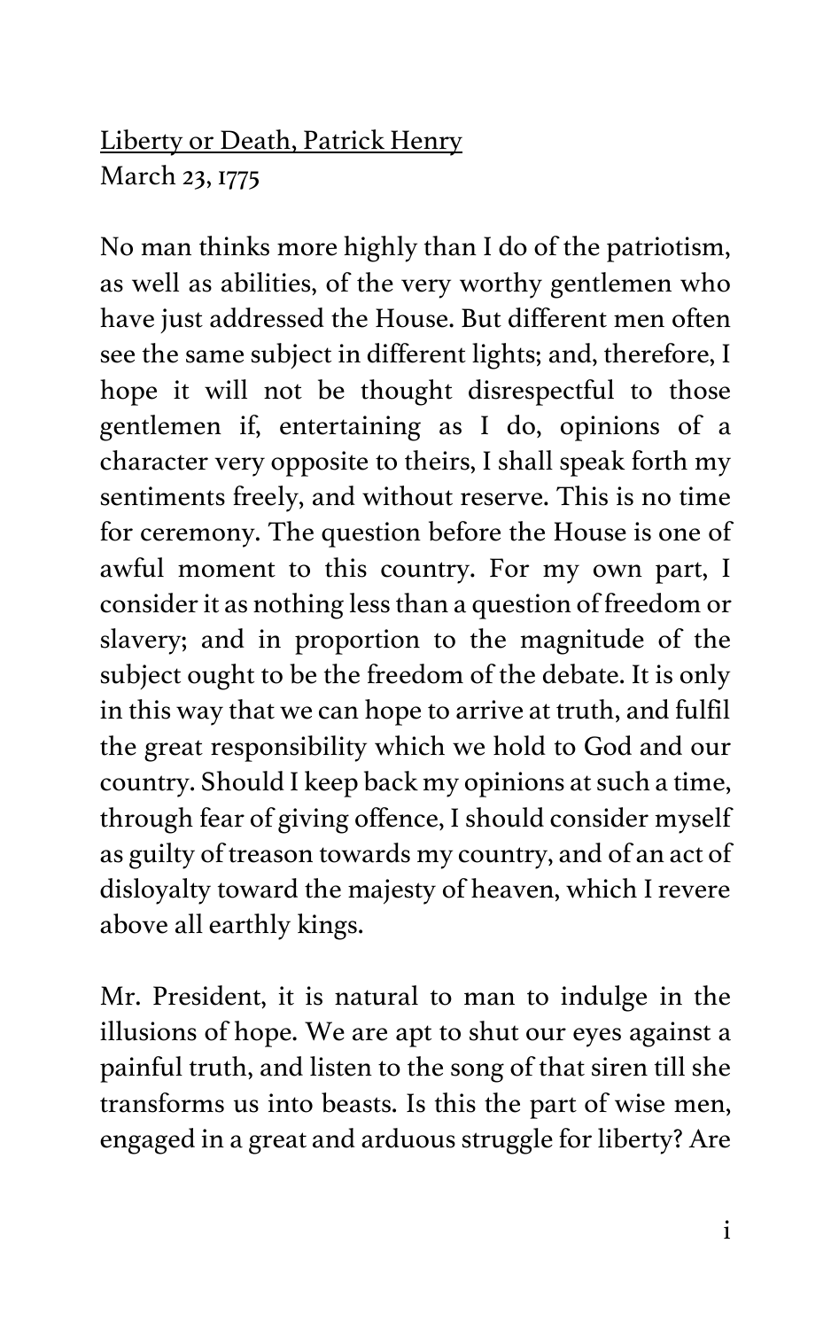<u>Liberty or Death, Patrick Henry</u>
March 23, 1775

No man thinks more highly than I do of the patriotism, as well as abilities, of the very worthy gentlemen who have just addressed the House. But different men often see the same subject in different lights; and, therefore, I hope it will not be thought disrespectful to those gentlemen if, entertaining as I do, opinions of a character very opposite to theirs, I shall speak forth my sentiments freely, and without reserve. This is no time for ceremony. The question before the House is one of awful moment to this country. For my own part, I consider it as nothing less than a question of freedom or slavery; and in proportion to the magnitude of the subject ought to be the freedom of the debate. It is only in this way that we can hope to arrive at truth, and fulfil the great responsibility which we hold to God and our country. Should I keep back my opinions at such a time, through fear of giving offence, I should consider myself as guilty of treason towards my country, and of an act of disloyalty toward the majesty of heaven, which I revere above all earthly kings.

Mr. President, it is natural to man to indulge in the illusions of hope. We are apt to shut our eyes against a painful truth, and listen to the song of that siren till she transforms us into beasts. Is this the part of wise men, engaged in a great and arduous struggle for liberty? Are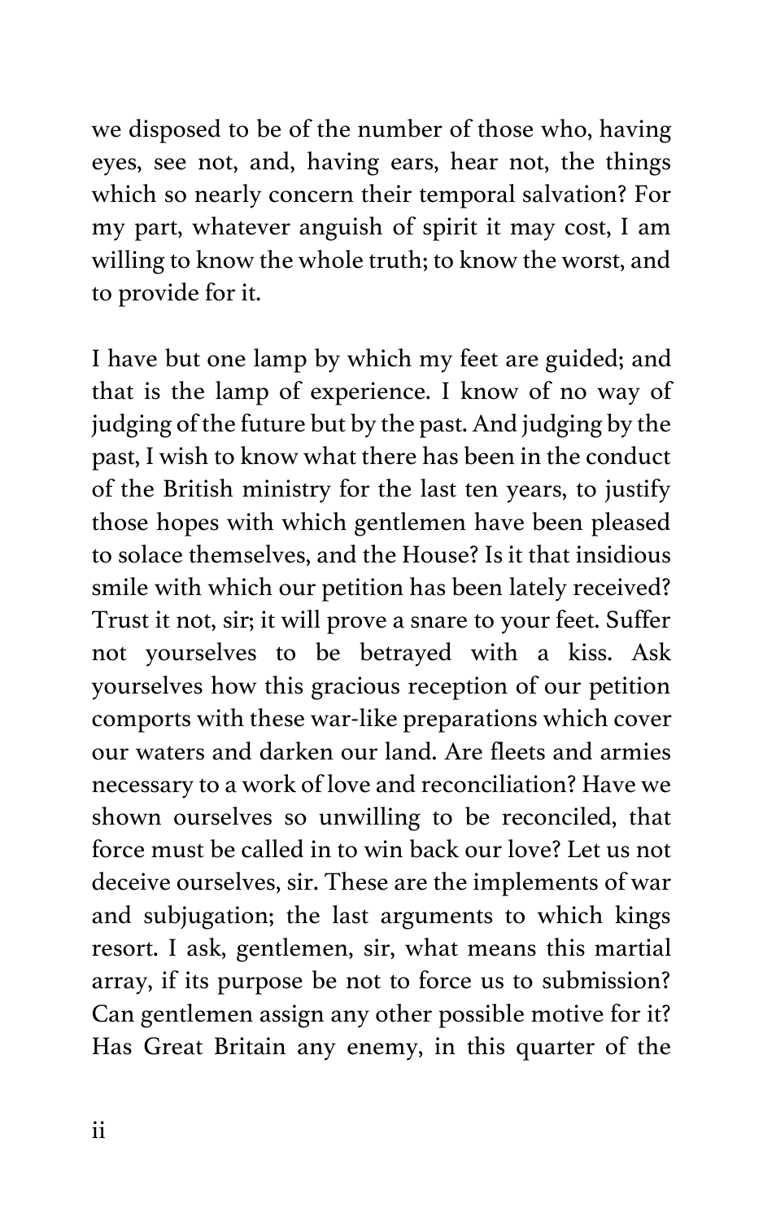we disposed to be of the number of those who, having eyes, see not, and, having ears, hear not, the things which so nearly concern their temporal salvation? For my part, whatever anguish of spirit it may cost, I am willing to know the whole truth; to know the worst, and to provide for it.

I have but one lamp by which my feet are guided; and that is the lamp of experience. I know of no way of judging of the future but by the past. And judging by the past, I wish to know what there has been in the conduct of the British ministry for the last ten years, to justify those hopes with which gentlemen have been pleased to solace themselves, and the House? Is it that insidious smile with which our petition has been lately received? Trust it not, sir; it will prove a snare to your feet. Suffer not yourselves to be betrayed with a kiss. Ask yourselves how this gracious reception of our petition comports with these war-like preparations which cover our waters and darken our land. Are fleets and armies necessary to a work of love and reconciliation? Have we shown ourselves so unwilling to be reconciled, that force must be called in to win back our love? Let us not deceive ourselves, sir. These are the implements of war and subjugation; the last arguments to which kings resort. I ask, gentlemen, sir, what means this martial array, if its purpose be not to force us to submission? Can gentlemen assign any other possible motive for it? Has Great Britain any enemy, in this quarter of the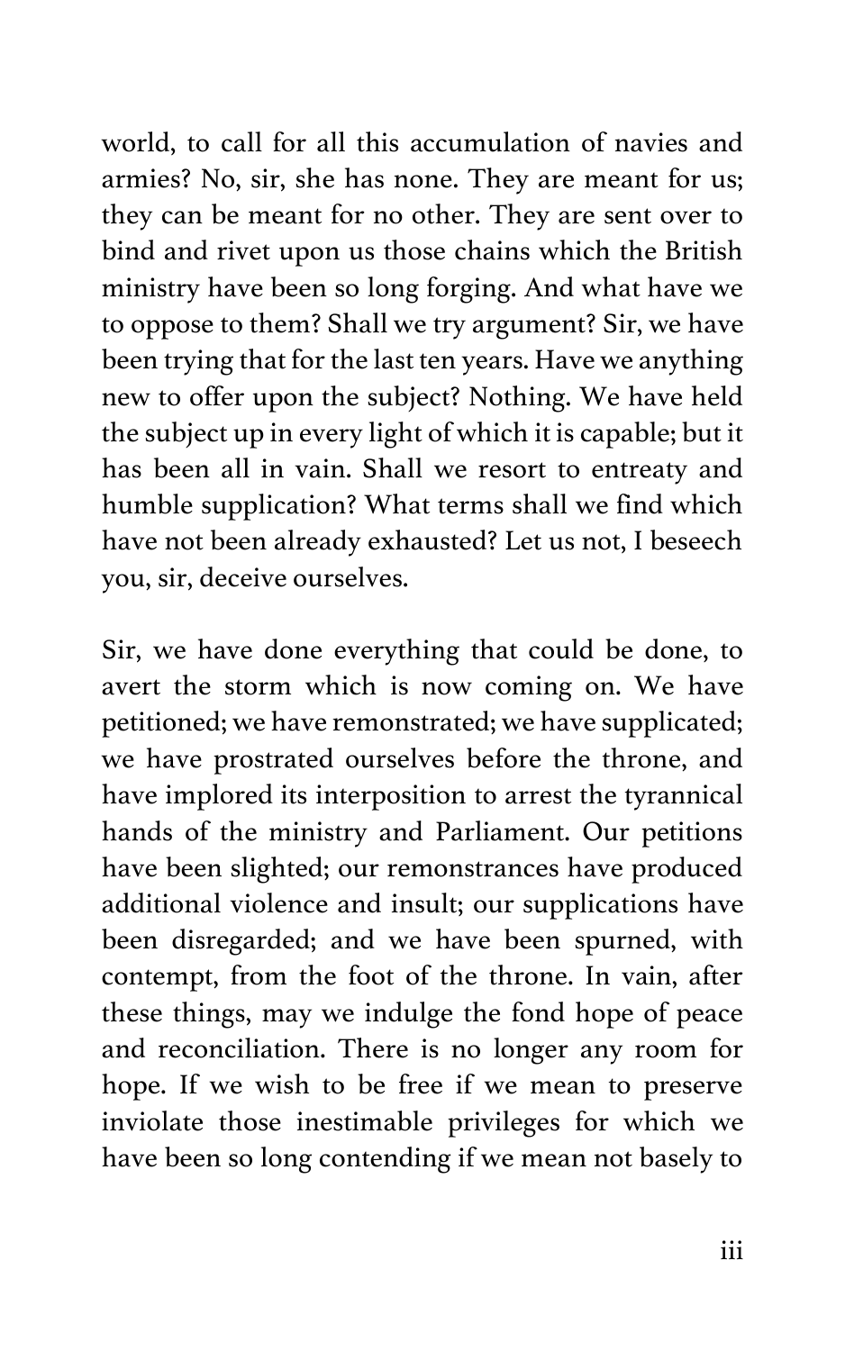world, to call for all this accumulation of navies and armies? No, sir, she has none. They are meant for us; they can be meant for no other. They are sent over to bind and rivet upon us those chains which the British ministry have been so long forging. And what have we to oppose to them? Shall we try argument? Sir, we have been trying that for the last ten years. Have we anything new to offer upon the subject? Nothing. We have held the subject up in every light of which it is capable; but it has been all in vain. Shall we resort to entreaty and humble supplication? What terms shall we find which have not been already exhausted? Let us not, I beseech you, sir, deceive ourselves.

Sir, we have done everything that could be done, to avert the storm which is now coming on. We have petitioned; we have remonstrated; we have supplicated; we have prostrated ourselves before the throne, and have implored its interposition to arrest the tyrannical hands of the ministry and Parliament. Our petitions have been slighted; our remonstrances have produced additional violence and insult; our supplications have been disregarded; and we have been spurned, with contempt, from the foot of the throne. In vain, after these things, may we indulge the fond hope of peace and reconciliation. There is no longer any room for hope. If we wish to be free if we mean to preserve inviolate those inestimable privileges for which we have been so long contending if we mean not basely to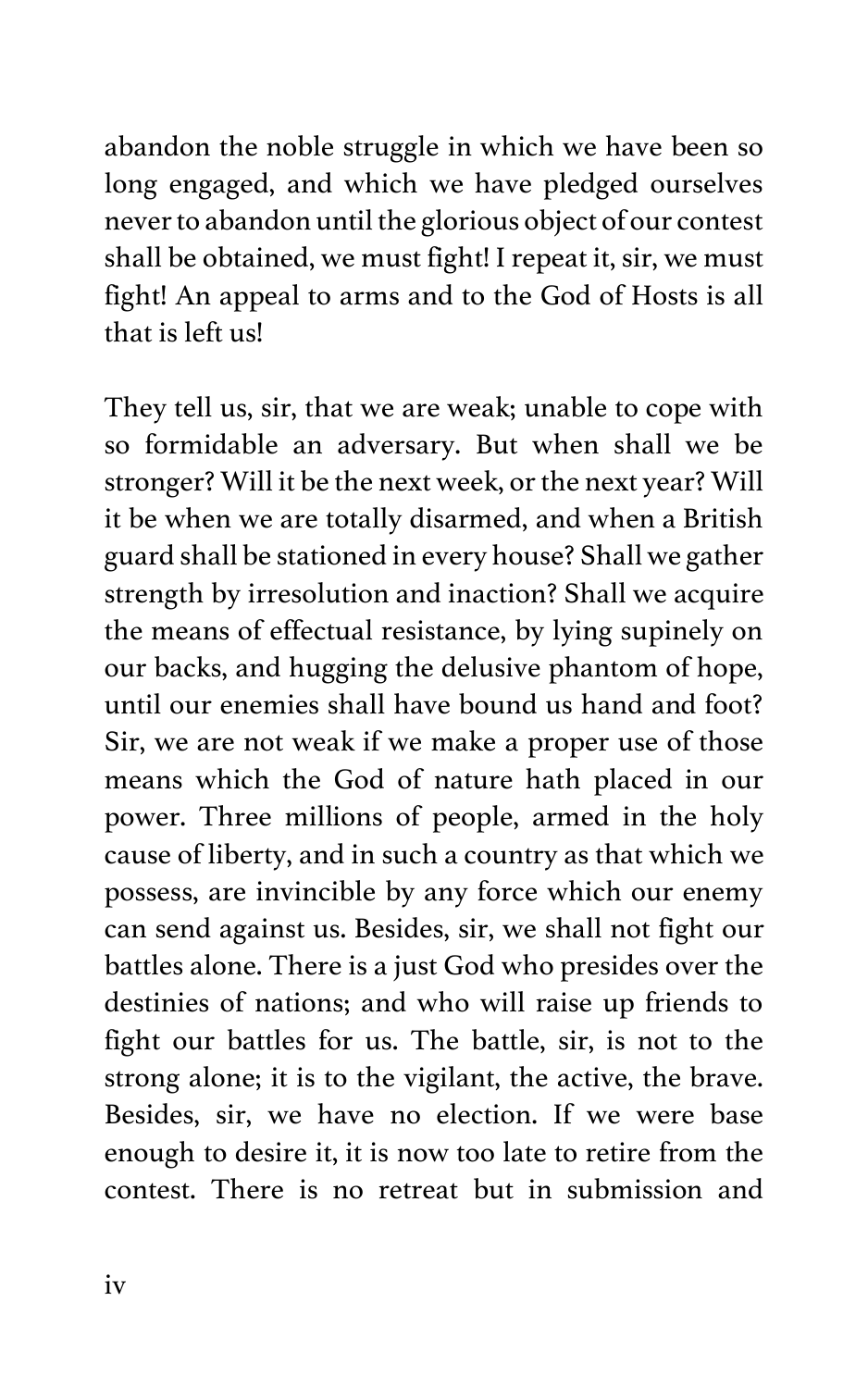abandon the noble struggle in which we have been so long engaged, and which we have pledged ourselves never to abandon until the glorious object of our contest shall be obtained, we must fight! I repeat it, sir, we must fight! An appeal to arms and to the God of Hosts is all that is left us!

They tell us, sir, that we are weak; unable to cope with so formidable an adversary. But when shall we be stronger? Will it be the next week, or the next year? Will it be when we are totally disarmed, and when a British guard shall be stationed in every house? Shall we gather strength by irresolution and inaction? Shall we acquire the means of effectual resistance, by lying supinely on our backs, and hugging the delusive phantom of hope, until our enemies shall have bound us hand and foot? Sir, we are not weak if we make a proper use of those means which the God of nature hath placed in our power. Three millions of people, armed in the holy cause of liberty, and in such a country as that which we possess, are invincible by any force which our enemy can send against us. Besides, sir, we shall not fight our battles alone. There is a just God who presides over the destinies of nations; and who will raise up friends to fight our battles for us. The battle, sir, is not to the strong alone; it is to the vigilant, the active, the brave. Besides, sir, we have no election. If we were base enough to desire it, it is now too late to retire from the contest. There is no retreat but in submission and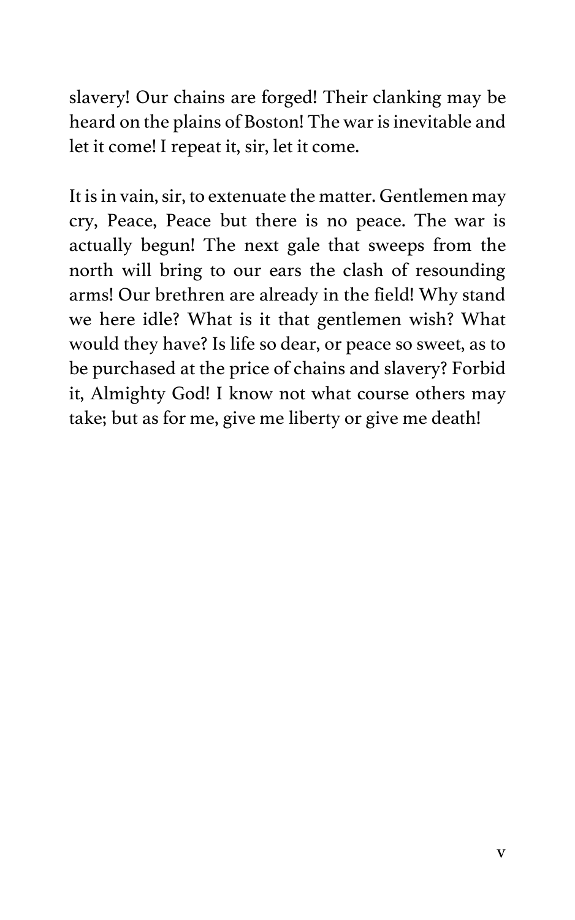slavery! Our chains are forged! Their clanking may be heard on the plains of Boston! The war is inevitable and let it come! I repeat it, sir, let it come.

It is in vain, sir, to extenuate the matter. Gentlemen may cry, Peace, Peace but there is no peace. The war is actually begun! The next gale that sweeps from the north will bring to our ears the clash of resounding arms! Our brethren are already in the field! Why stand we here idle? What is it that gentlemen wish? What would they have? Is life so dear, or peace so sweet, as to be purchased at the price of chains and slavery? Forbid it, Almighty God! I know not what course others may take; but as for me, give me liberty or give me death!